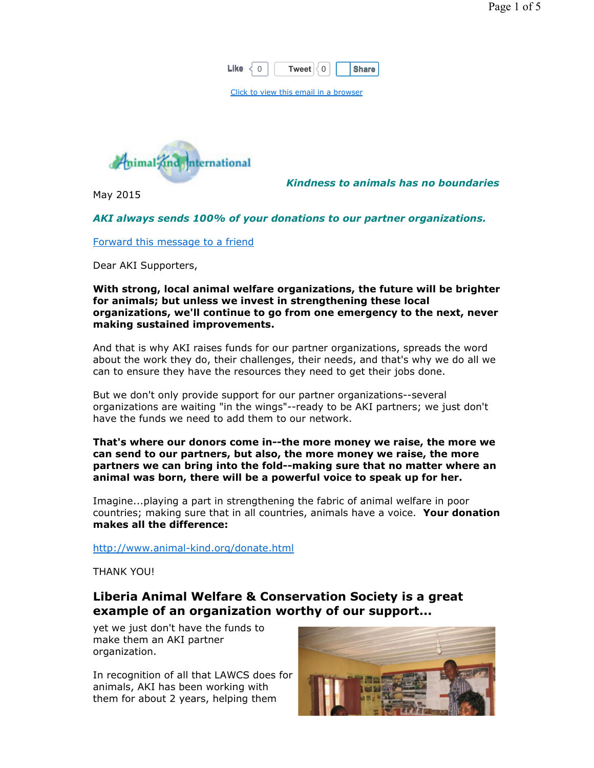Like 0 Tweet 0 Share

Click to view this email in a browser

*Kindness to animals has no boundaries*

May 2015

***AKI always sends 100% of your donations to our partner organizations.***

Forward this message to a friend

Dear AKI Supporters,

**With strong, local animal welfare organizations, the future will be brighter for animals; but unless we invest in strengthening these local organizations, we'll continue to go from one emergency to the next, never making sustained improvements.**

And that is why AKI raises funds for our partner organizations, spreads the word about the work they do, their challenges, their needs, and that's why we do all we can to ensure they have the resources they need to get their jobs done.

But we don't only provide support for our partner organizations--several organizations are waiting "in the wings"--ready to be AKI partners; we just don't have the funds we need to add them to our network.

**That's where our donors come in--the more money we raise, the more we can send to our partners, but also, the more money we raise, the more partners we can bring into the fold--making sure that no matter where an animal was born, there will be a powerful voice to speak up for her.**

Imagine...playing a part in strengthening the fabric of animal welfare in poor countries; making sure that in all countries, animals have a voice. **Your donation makes all the difference:**

http://www.animal-kind.org/donate.html

THANK YOU!

## Liberia Animal Welfare & Conservation Society is a great example of an organization worthy of our support...

yet we just don't have the funds to make them an AKI partner organization.

In recognition of all that LAWCS does for animals, AKI has been working with them for about 2 years, helping them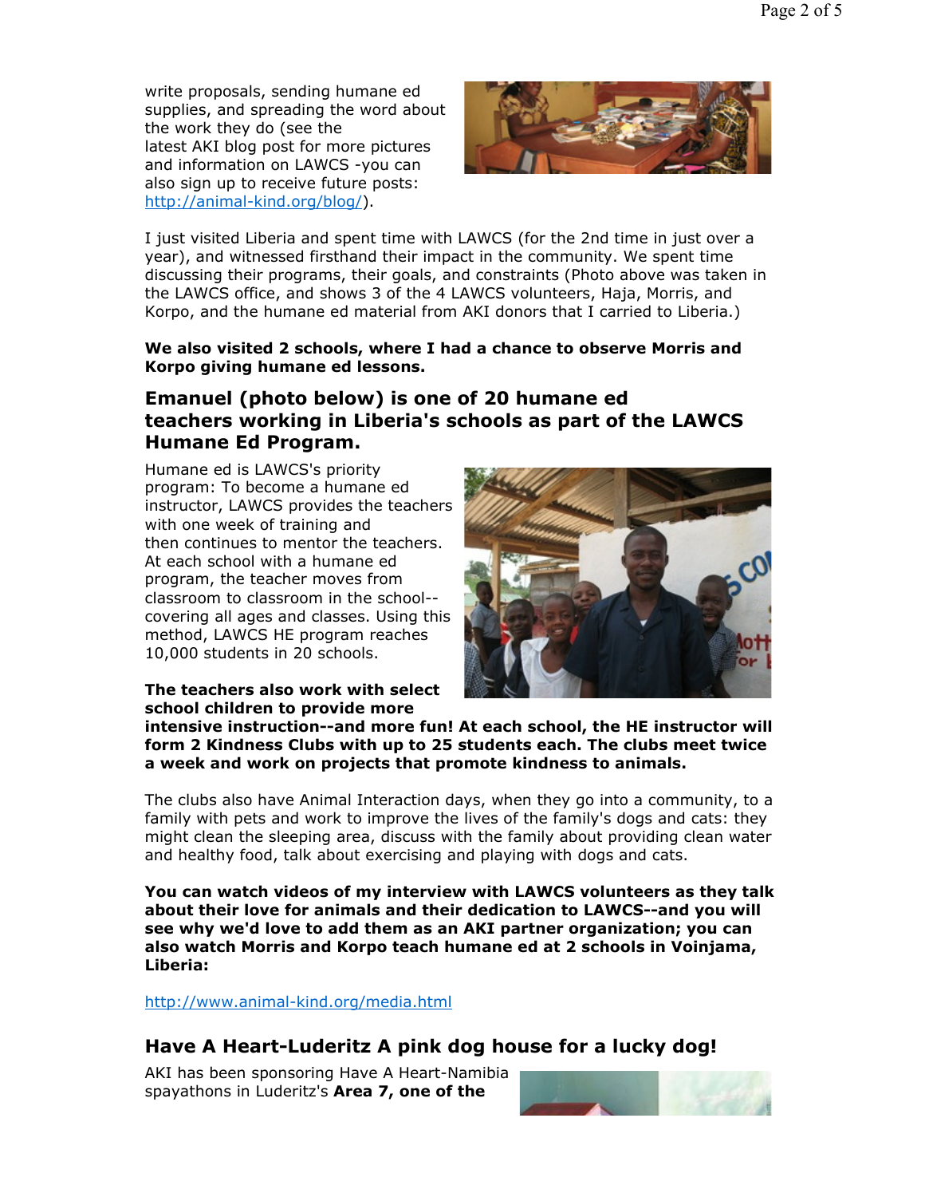write proposals, sending humane ed supplies, and spreading the word about the work they do (see the latest AKI blog post for more pictures and information on LAWCS -you can also sign up to receive future posts: http://animal-kind.org/blog/).

I just visited Liberia and spent time with LAWCS (for the 2nd time in just over a year), and witnessed firsthand their impact in the community. We spent time discussing their programs, their goals, and constraints (Photo above was taken in the LAWCS office, and shows 3 of the 4 LAWCS volunteers, Haja, Morris, and Korpo, and the humane ed material from AKI donors that I carried to Liberia.)

**We also visited 2 schools, where I had a chance to observe Morris and Korpo giving humane ed lessons.**

## Emanuel (photo below) is one of 20 humane ed teachers working in Liberia's schools as part of the LAWCS Humane Ed Program.

Humane ed is LAWCS's priority program: To become a humane ed instructor, LAWCS provides the teachers with one week of training and then continues to mentor the teachers. At each school with a humane ed program, the teacher moves from classroom to classroom in the school--covering all ages and classes. Using this method, LAWCS HE program reaches 10,000 students in 20 schools.

**The teachers also work with select school children to provide more intensive instruction--and more fun! At each school, the HE instructor will form 2 Kindness Clubs with up to 25 students each. The clubs meet twice a week and work on projects that promote kindness to animals.**

The clubs also have Animal Interaction days, when they go into a community, to a family with pets and work to improve the lives of the family's dogs and cats: they might clean the sleeping area, discuss with the family about providing clean water and healthy food, talk about exercising and playing with dogs and cats.

**You can watch videos of my interview with LAWCS volunteers as they talk about their love for animals and their dedication to LAWCS--and you will see why we'd love to add them as an AKI partner organization; you can also watch Morris and Korpo teach humane ed at 2 schools in Voinjama, Liberia:**

http://www.animal-kind.org/media.html

## Have A Heart-Luderitz A pink dog house for a lucky dog!

AKI has been sponsoring Have A Heart-Namibia spayathons in Luderitz's **Area 7, one of the**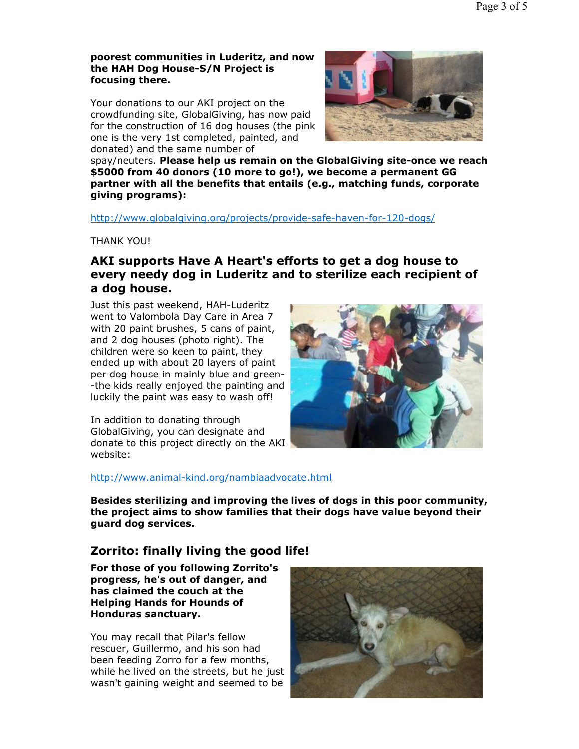**poorest communities in Luderitz, and now the HAH Dog House-S/N Project is focusing there.**

Your donations to our AKI project on the crowdfunding site, GlobalGiving, has now paid for the construction of 16 dog houses (the pink one is the very 1st completed, painted, and donated) and the same number of spay/neuters. **Please help us remain on the GlobalGiving site-once we reach $5000 from 40 donors (10 more to go!), we become a permanent GG partner with all the benefits that entails (e.g., matching funds, corporate giving programs):**

http://www.globalgiving.org/projects/provide-safe-haven-for-120-dogs/

THANK YOU!

## AKI supports Have A Heart's efforts to get a dog house to every needy dog in Luderitz and to sterilize each recipient of a dog house.

Just this past weekend, HAH-Luderitz went to Valombola Day Care in Area 7 with 20 paint brushes, 5 cans of paint, and 2 dog houses (photo right). The children were so keen to paint, they ended up with about 20 layers of paint per dog house in mainly blue and green--the kids really enjoyed the painting and luckily the paint was easy to wash off!

In addition to donating through GlobalGiving, you can designate and donate to this project directly on the AKI website:

http://www.animal-kind.org/nambiaadvocate.html

**Besides sterilizing and improving the lives of dogs in this poor community, the project aims to show families that their dogs have value beyond their guard dog services.**

## Zorrito: finally living the good life!

**For those of you following Zorrito's progress, he's out of danger, and has claimed the couch at the Helping Hands for Hounds of Honduras sanctuary.**

You may recall that Pilar's fellow rescuer, Guillermo, and his son had been feeding Zorro for a few months, while he lived on the streets, but he just wasn't gaining weight and seemed to be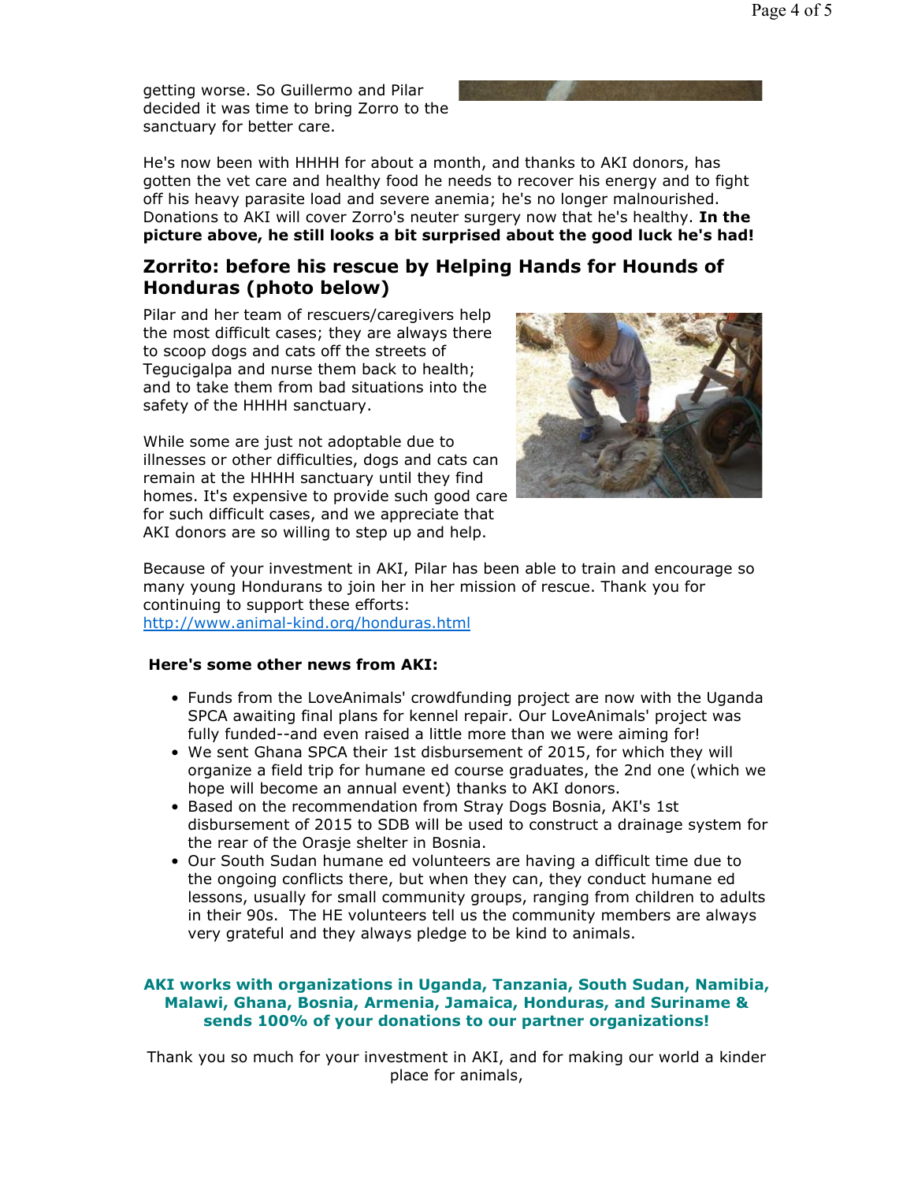getting worse. So Guillermo and Pilar decided it was time to bring Zorro to the sanctuary for better care.

He's now been with HHHH for about a month, and thanks to AKI donors, has gotten the vet care and healthy food he needs to recover his energy and to fight off his heavy parasite load and severe anemia; he's no longer malnourished. Donations to AKI will cover Zorro's neuter surgery now that he's healthy. **In the picture above, he still looks a bit surprised about the good luck he's had!**

## Zorrito: before his rescue by Helping Hands for Hounds of Honduras (photo below)

Pilar and her team of rescuers/caregivers help the most difficult cases; they are always there to scoop dogs and cats off the streets of Tegucigalpa and nurse them back to health; and to take them from bad situations into the safety of the HHHH sanctuary.

While some are just not adoptable due to illnesses or other difficulties, dogs and cats can remain at the HHHH sanctuary until they find homes. It's expensive to provide such good care for such difficult cases, and we appreciate that AKI donors are so willing to step up and help.

Because of your investment in AKI, Pilar has been able to train and encourage so many young Hondurans to join her in her mission of rescue. Thank you for continuing to support these efforts:
http://www.animal-kind.org/honduras.html

**Here's some other news from AKI:**

- Funds from the LoveAnimals' crowdfunding project are now with the Uganda SPCA awaiting final plans for kennel repair. Our LoveAnimals' project was fully funded--and even raised a little more than we were aiming for!
- We sent Ghana SPCA their 1st disbursement of 2015, for which they will organize a field trip for humane ed course graduates, the 2nd one (which we hope will become an annual event) thanks to AKI donors.
- Based on the recommendation from Stray Dogs Bosnia, AKI's 1st disbursement of 2015 to SDB will be used to construct a drainage system for the rear of the Orasje shelter in Bosnia.
- Our South Sudan humane ed volunteers are having a difficult time due to the ongoing conflicts there, but when they can, they conduct humane ed lessons, usually for small community groups, ranging from children to adults in their 90s. The HE volunteers tell us the community members are always very grateful and they always pledge to be kind to animals.

**AKI works with organizations in Uganda, Tanzania, South Sudan, Namibia, Malawi, Ghana, Bosnia, Armenia, Jamaica, Honduras, and Suriname & sends 100% of your donations to our partner organizations!**

Thank you so much for your investment in AKI, and for making our world a kinder place for animals,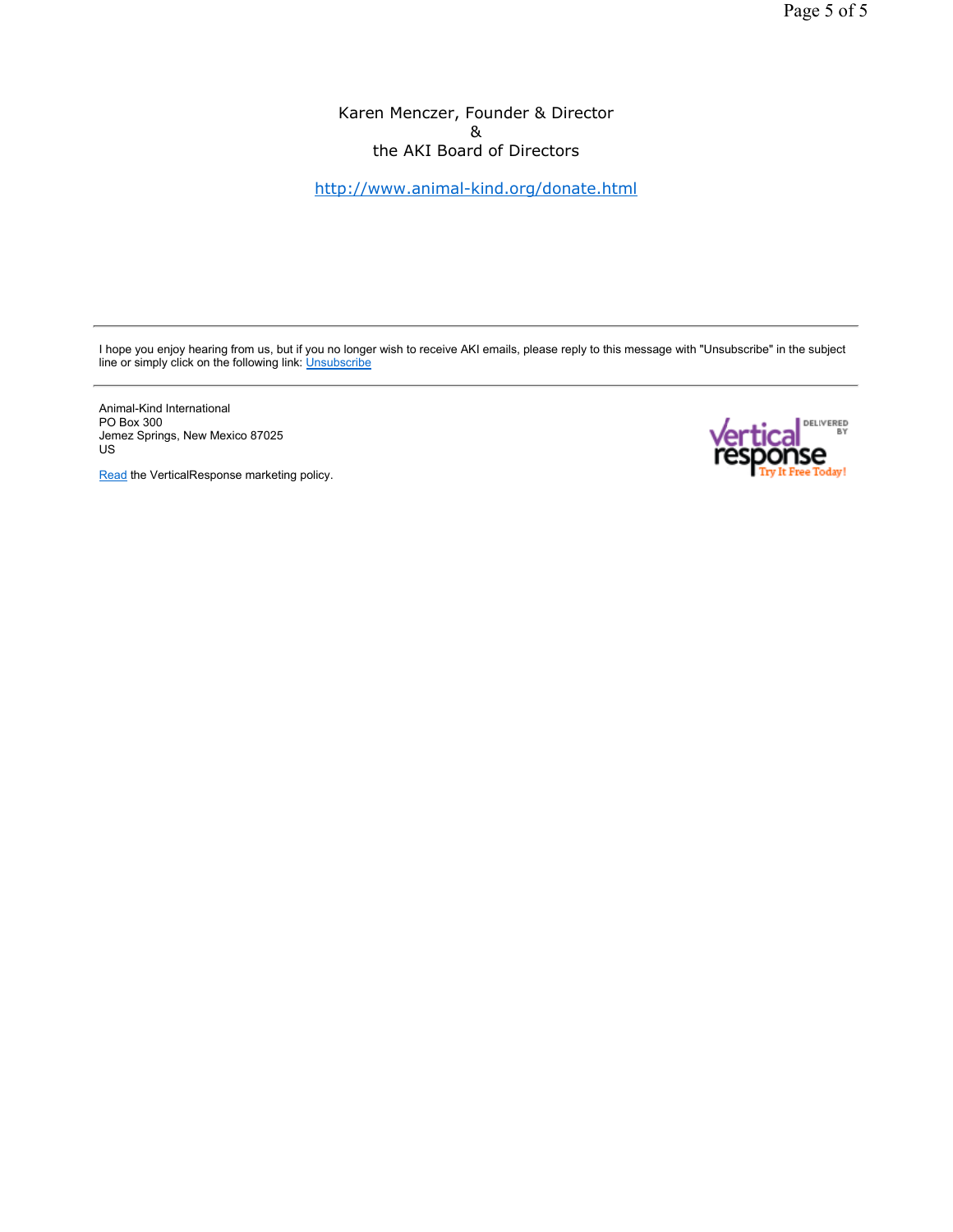Karen Menczer, Founder & Director
&
the AKI Board of Directors

http://www.animal-kind.org/donate.html

---

I hope you enjoy hearing from us, but if you no longer wish to receive AKI emails, please reply to this message with "Unsubscribe" in the subject line or simply click on the following link: Unsubscribe

---

Animal-Kind International
PO Box 300
Jemez Springs, New Mexico 87025
US

Read the VerticalResponse marketing policy.

Vertical response DELIVERED BY Try It Free Today!